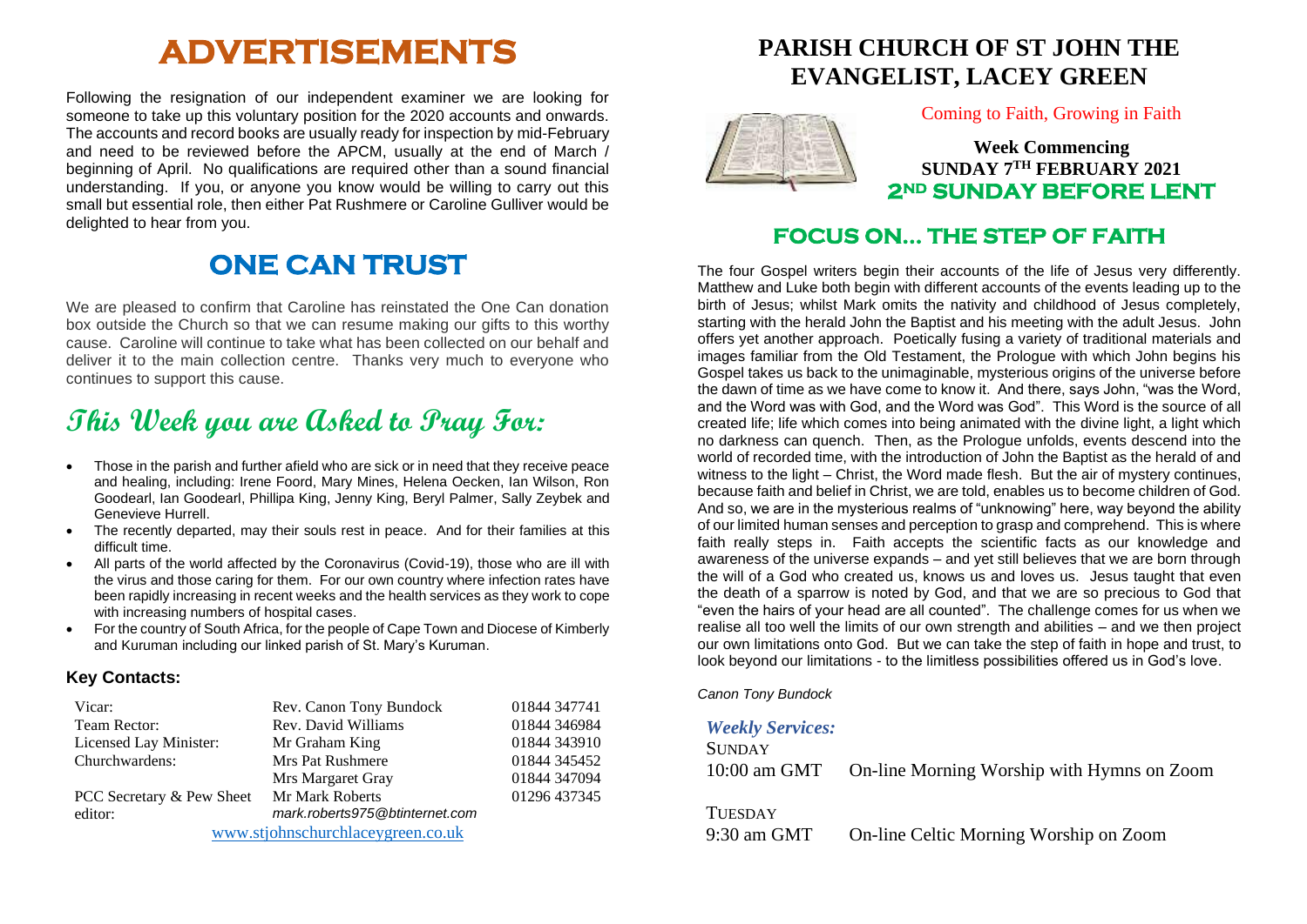# ADVERTISEMENTS

Following the resignation of our independent examiner we are looking for someone to take up this voluntary position for the 2020 accounts and onwards. The accounts and record books are usually ready for inspection by mid-February and need to be reviewed before the APCM, usually at the end of March / beginning of April. No qualifications are required other than a sound financial understanding. If you, or anyone you know would be willing to carry out this small but essential role, then either Pat Rushmere or Caroline Gulliver would be delighted to hear from you.

# ONE CAN TRUST

We are pleased to confirm that Caroline has reinstated the One Can donation box outside the Church so that we can resume making our gifts to this worthy cause. Caroline will continue to take what has been collected on our behalf and deliver it to the main collection centre. Thanks very much to everyone who continues to support this cause.

# This Week you are Asked to Pray For:

- Those in the parish and further afield who are sick or in need that they receive peace and healing, including: Irene Foord, Mary Mines, Helena Oecken, Ian Wilson, Ron Goodearl, Ian Goodearl, Phillipa King, Jenny King, Beryl Palmer, Sally Zeybek and Genevieve Hurrell.
- The recently departed, may their souls rest in peace. And for their families at this difficult time.
- All parts of the world affected by the Coronavirus (Covid-19), those who are ill with the virus and those caring for them. For our own country where infection rates have been rapidly increasing in recent weeks and the health services as they work to cope with increasing numbers of hospital cases.
- For the country of South Africa, for the people of Cape Town and Diocese of Kimberly and Kuruman including our linked parish of St. Mary's Kuruman.

### Key Contacts:

| | | |
|---|---|---|
| Vicar: | Rev. Canon Tony Bundock | 01844 347741 |
| Team Rector: | Rev. David Williams | 01844 346984 |
| Licensed Lay Minister: | Mr Graham King | 01844 343910 |
| Churchwardens: | Mrs Pat Rushmere | 01844 345452 |
| | Mrs Margaret Gray | 01844 347094 |
| PCC Secretary & Pew Sheet editor: | Mr Mark Roberts<br>*mark.roberts975@btinternet.com* | 01296 437345 |

www.stjohnschurchlaceygreen.co.uk

# PARISH CHURCH OF ST JOHN THE EVANGELIST, LACEY GREEN

Coming to Faith, Growing in Faith

**Week Commencing**
**SUNDAY 7TH FEBRUARY 2021**
**2ND SUNDAY BEFORE LENT**

## FOCUS ON… THE STEP OF FAITH

The four Gospel writers begin their accounts of the life of Jesus very differently. Matthew and Luke both begin with different accounts of the events leading up to the birth of Jesus; whilst Mark omits the nativity and childhood of Jesus completely, starting with the herald John the Baptist and his meeting with the adult Jesus. John offers yet another approach. Poetically fusing a variety of traditional materials and images familiar from the Old Testament, the Prologue with which John begins his Gospel takes us back to the unimaginable, mysterious origins of the universe before the dawn of time as we have come to know it. And there, says John, "was the Word, and the Word was with God, and the Word was God". This Word is the source of all created life; life which comes into being animated with the divine light, a light which no darkness can quench. Then, as the Prologue unfolds, events descend into the world of recorded time, with the introduction of John the Baptist as the herald of and witness to the light – Christ, the Word made flesh. But the air of mystery continues, because faith and belief in Christ, we are told, enables us to become children of God. And so, we are in the mysterious realms of "unknowing" here, way beyond the ability of our limited human senses and perception to grasp and comprehend. This is where faith really steps in. Faith accepts the scientific facts as our knowledge and awareness of the universe expands – and yet still believes that we are born through the will of a God who created us, knows us and loves us. Jesus taught that even the death of a sparrow is noted by God, and that we are so precious to God that "even the hairs of your head are all counted". The challenge comes for us when we realise all too well the limits of our own strength and abilities – and we then project our own limitations onto God. But we can take the step of faith in hope and trust, to look beyond our limitations - to the limitless possibilities offered us in God's love.

*Canon Tony Bundock*

### *Weekly Services:*

SUNDAY
10:00 am GMT — On-line Morning Worship with Hymns on Zoom

TUESDAY
9:30 am GMT — On-line Celtic Morning Worship on Zoom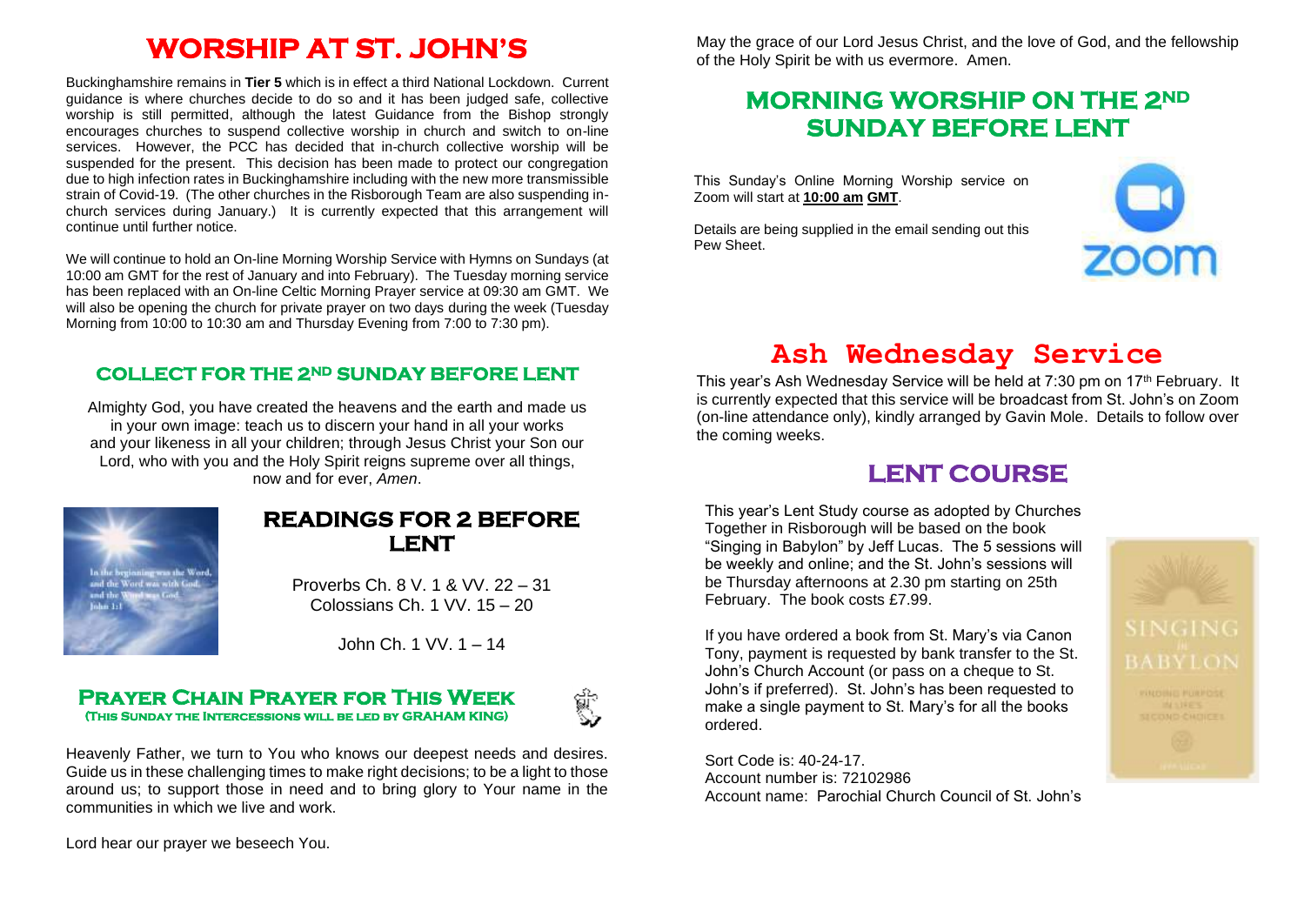# WORSHIP AT ST. JOHN'S

Buckinghamshire remains in **Tier 5** which is in effect a third National Lockdown. Current guidance is where churches decide to do so and it has been judged safe, collective worship is still permitted, although the latest Guidance from the Bishop strongly encourages churches to suspend collective worship in church and switch to on-line services. However, the PCC has decided that in-church collective worship will be suspended for the present. This decision has been made to protect our congregation due to high infection rates in Buckinghamshire including with the new more transmissible strain of Covid-19. (The other churches in the Risborough Team are also suspending in-church services during January.) It is currently expected that this arrangement will continue until further notice.

We will continue to hold an On-line Morning Worship Service with Hymns on Sundays (at 10:00 am GMT for the rest of January and into February). The Tuesday morning service has been replaced with an On-line Celtic Morning Prayer service at 09:30 am GMT. We will also be opening the church for private prayer on two days during the week (Tuesday Morning from 10:00 to 10:30 am and Thursday Evening from 7:00 to 7:30 pm).

## COLLECT FOR THE 2ND SUNDAY BEFORE LENT

Almighty God, you have created the heavens and the earth and made us in your own image: teach us to discern your hand in all your works and your likeness in all your children; through Jesus Christ your Son our Lord, who with you and the Holy Spirit reigns supreme over all things, now and for ever, *Amen*.

## READINGS FOR 2 BEFORE LENT

Proverbs Ch. 8 V. 1 & VV. 22 – 31
Colossians Ch. 1 VV. 15 – 20

John Ch. 1 VV. 1 – 14

## PRAYER CHAIN PRAYER FOR THIS WEEK

**(THIS SUNDAY THE INTERCESSIONS WILL BE LED BY GRAHAM KING)**

Heavenly Father, we turn to You who knows our deepest needs and desires. Guide us in these challenging times to make right decisions; to be a light to those around us; to support those in need and to bring glory to Your name in the communities in which we live and work.

Lord hear our prayer we beseech You.

May the grace of our Lord Jesus Christ, and the love of God, and the fellowship of the Holy Spirit be with us evermore. Amen.

## MORNING WORSHIP ON THE 2ND SUNDAY BEFORE LENT

This Sunday's Online Morning Worship service on Zoom will start at **10:00 am GMT**.

Details are being supplied in the email sending out this Pew Sheet.

## Ash Wednesday Service

This year's Ash Wednesday Service will be held at 7:30 pm on 17th February. It is currently expected that this service will be broadcast from St. John's on Zoom (on-line attendance only), kindly arranged by Gavin Mole. Details to follow over the coming weeks.

## LENT COURSE

This year's Lent Study course as adopted by Churches Together in Risborough will be based on the book "Singing in Babylon" by Jeff Lucas. The 5 sessions will be weekly and online; and the St. John's sessions will be Thursday afternoons at 2.30 pm starting on 25th February. The book costs £7.99.

If you have ordered a book from St. Mary's via Canon Tony, payment is requested by bank transfer to the St. John's Church Account (or pass on a cheque to St. John's if preferred). St. John's has been requested to make a single payment to St. Mary's for all the books ordered.

Sort Code is: 40-24-17.
Account number is: 72102986
Account name: Parochial Church Council of St. John's